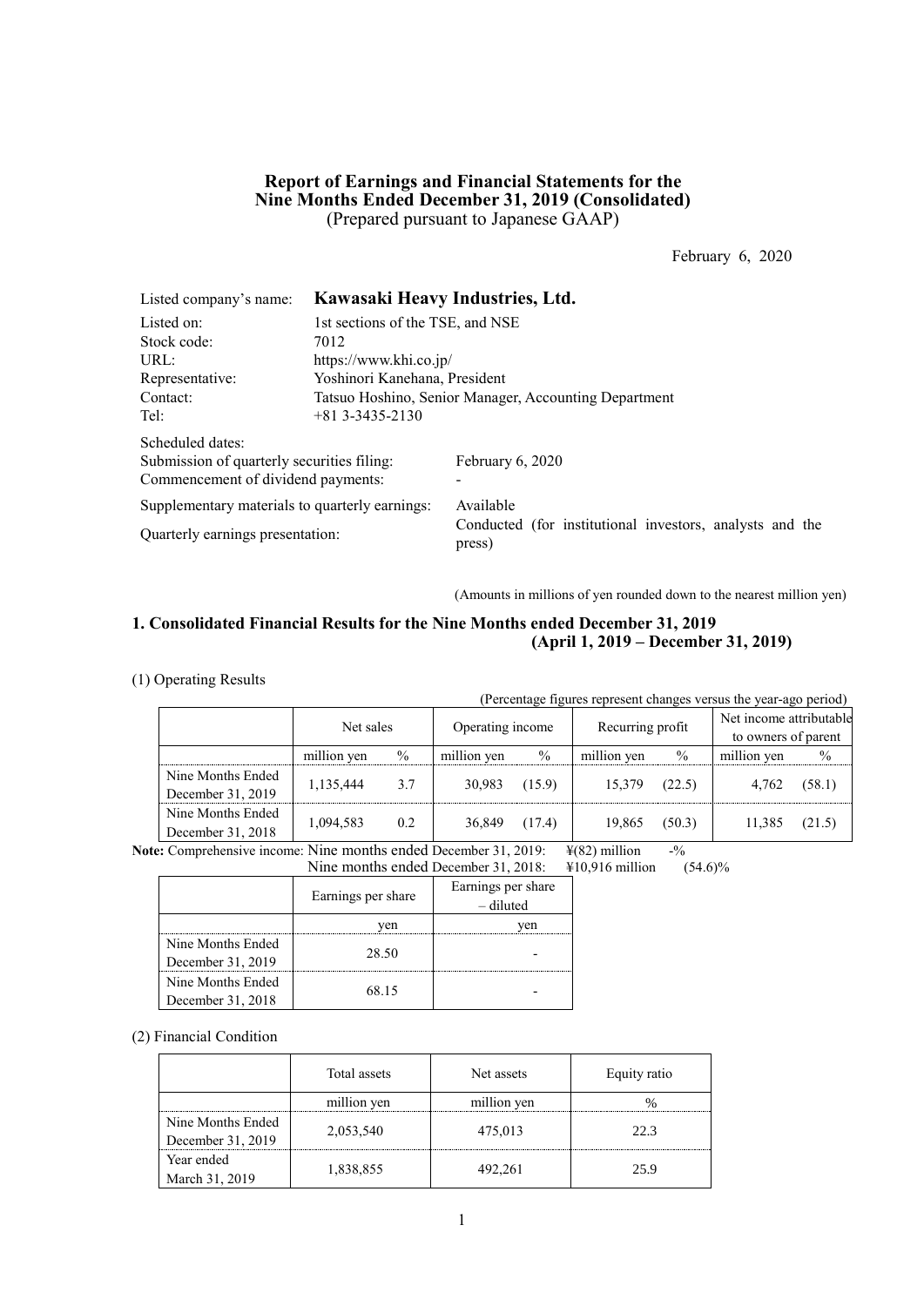# Report of Earnings and Financial Statements for the Nine Months Ended December 31, 2019 (Consolidated)

(Prepared pursuant to Japanese GAAP)

February 6, 2020

| | |
|---|---|
| Listed company's name: | **Kawasaki Heavy Industries, Ltd.** |
| Listed on: | 1st sections of the TSE, and NSE |
| Stock code: | 7012 |
| URL: | https://www.khi.co.jp/ |
| Representative: | Yoshinori Kanehana, President |
| Contact: | Tatsuo Hoshino, Senior Manager, Accounting Department |
| Tel: | +81 3-3435-2130 |

Scheduled dates:

| | |
|---|---|
| Submission of quarterly securities filing: | February 6, 2020 |
| Commencement of dividend payments: | - |
| Supplementary materials to quarterly earnings: | Available |
| Quarterly earnings presentation: | Conducted (for institutional investors, analysts and the press) |

(Amounts in millions of yen rounded down to the nearest million yen)

## 1. Consolidated Financial Results for the Nine Months ended December 31, 2019 (April 1, 2019 – December 31, 2019)

### (1) Operating Results

(Percentage figures represent changes versus the year-ago period)

| | Net sales | | Operating income | | Recurring profit | | Net income attributable to owners of parent | |
|---|---|---|---|---|---|---|---|---|
| | million yen | % | million yen | % | million yen | % | million yen | % |
| Nine Months Ended December 31, 2019 | 1,135,444 | 3.7 | 30,983 | (15.9) | 15,379 | (22.5) | 4,762 | (58.1) |
| Nine Months Ended December 31, 2018 | 1,094,583 | 0.2 | 36,849 | (17.4) | 19,865 | (50.3) | 11,385 | (21.5) |

**Note:** Comprehensive income: Nine months ended December 31, 2019: ¥(82) million -%
Nine months ended December 31, 2018: ¥10,916 million (54.6)%

| | Earnings per share | Earnings per share – diluted |
|---|---|---|
| | yen | yen |
| Nine Months Ended December 31, 2019 | 28.50 | - |
| Nine Months Ended December 31, 2018 | 68.15 | - |

### (2) Financial Condition

| | Total assets | Net assets | Equity ratio |
|---|---|---|---|
| | million yen | million yen | % |
| Nine Months Ended December 31, 2019 | 2,053,540 | 475,013 | 22.3 |
| Year ended March 31, 2019 | 1,838,855 | 492,261 | 25.9 |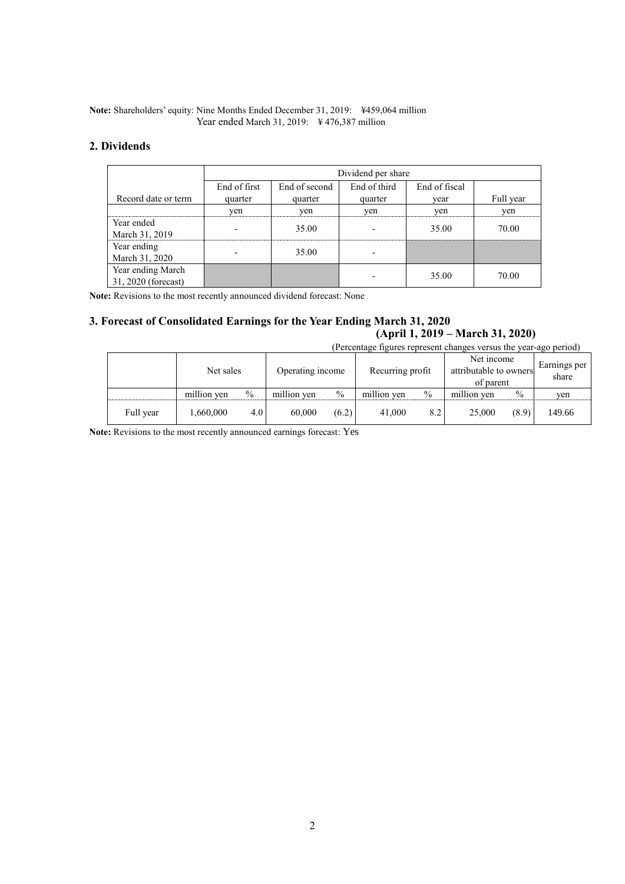**Note:** Shareholders' equity: Nine Months Ended December 31, 2019: ¥459,064 million
Year ended March 31, 2019: ¥476,387 million

## 2. Dividends

| | Dividend per share | | | | |
|---|---|---|---|---|---|
| Record date or term | End of first quarter | End of second quarter | End of third quarter | End of fiscal year | Full year |
| | yen | yen | yen | yen | yen |
| Year ended March 31, 2019 | - | 35.00 | - | 35.00 | 70.00 |
| Year ending March 31, 2020 | - | 35.00 | - | | |
| Year ending March 31, 2020 (forecast) | | | - | 35.00 | 70.00 |

**Note:** Revisions to the most recently announced dividend forecast: None

## 3. Forecast of Consolidated Earnings for the Year Ending March 31, 2020 (April 1, 2019 – March 31, 2020)

(Percentage figures represent changes versus the year-ago period)

| | Net sales | | Operating income | | Recurring profit | | Net income attributable to owners of parent | | Earnings per share |
|---|---|---|---|---|---|---|---|---|---|
| | million yen | % | million yen | % | million yen | % | million yen | % | yen |
| Full year | 1,660,000 | 4.0 | 60,000 | (6.2) | 41,000 | 8.2 | 25,000 | (8.9) | 149.66 |

**Note:** Revisions to the most recently announced earnings forecast: Yes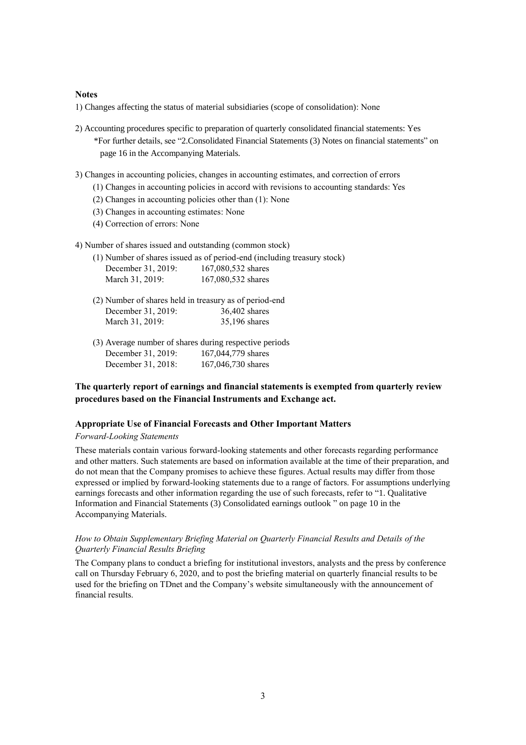**Notes**

1) Changes affecting the status of material subsidiaries (scope of consolidation): None

2) Accounting procedures specific to preparation of quarterly consolidated financial statements: Yes
   *For further details, see "2.Consolidated Financial Statements (3) Notes on financial statements" on page 16 in the Accompanying Materials.

3) Changes in accounting policies, changes in accounting estimates, and correction of errors
   (1) Changes in accounting policies in accord with revisions to accounting standards: Yes
   (2) Changes in accounting policies other than (1): None
   (3) Changes in accounting estimates: None
   (4) Correction of errors: None

4) Number of shares issued and outstanding (common stock)
   (1) Number of shares issued as of period-end (including treasury stock)
   December 31, 2019: 167,080,532 shares
   March 31, 2019: 167,080,532 shares

   (2) Number of shares held in treasury as of period-end
   December 31, 2019: 36,402 shares
   March 31, 2019: 35,196 shares

   (3) Average number of shares during respective periods
   December 31, 2019: 167,044,779 shares
   December 31, 2018: 167,046,730 shares

**The quarterly report of earnings and financial statements is exempted from quarterly review procedures based on the Financial Instruments and Exchange act.**

**Appropriate Use of Financial Forecasts and Other Important Matters**

*Forward-Looking Statements*

These materials contain various forward-looking statements and other forecasts regarding performance and other matters. Such statements are based on information available at the time of their preparation, and do not mean that the Company promises to achieve these figures. Actual results may differ from those expressed or implied by forward-looking statements due to a range of factors. For assumptions underlying earnings forecasts and other information regarding the use of such forecasts, refer to "1. Qualitative Information and Financial Statements (3) Consolidated earnings outlook " on page 10 in the Accompanying Materials.

*How to Obtain Supplementary Briefing Material on Quarterly Financial Results and Details of the Quarterly Financial Results Briefing*

The Company plans to conduct a briefing for institutional investors, analysts and the press by conference call on Thursday February 6, 2020, and to post the briefing material on quarterly financial results to be used for the briefing on TDnet and the Company's website simultaneously with the announcement of financial results.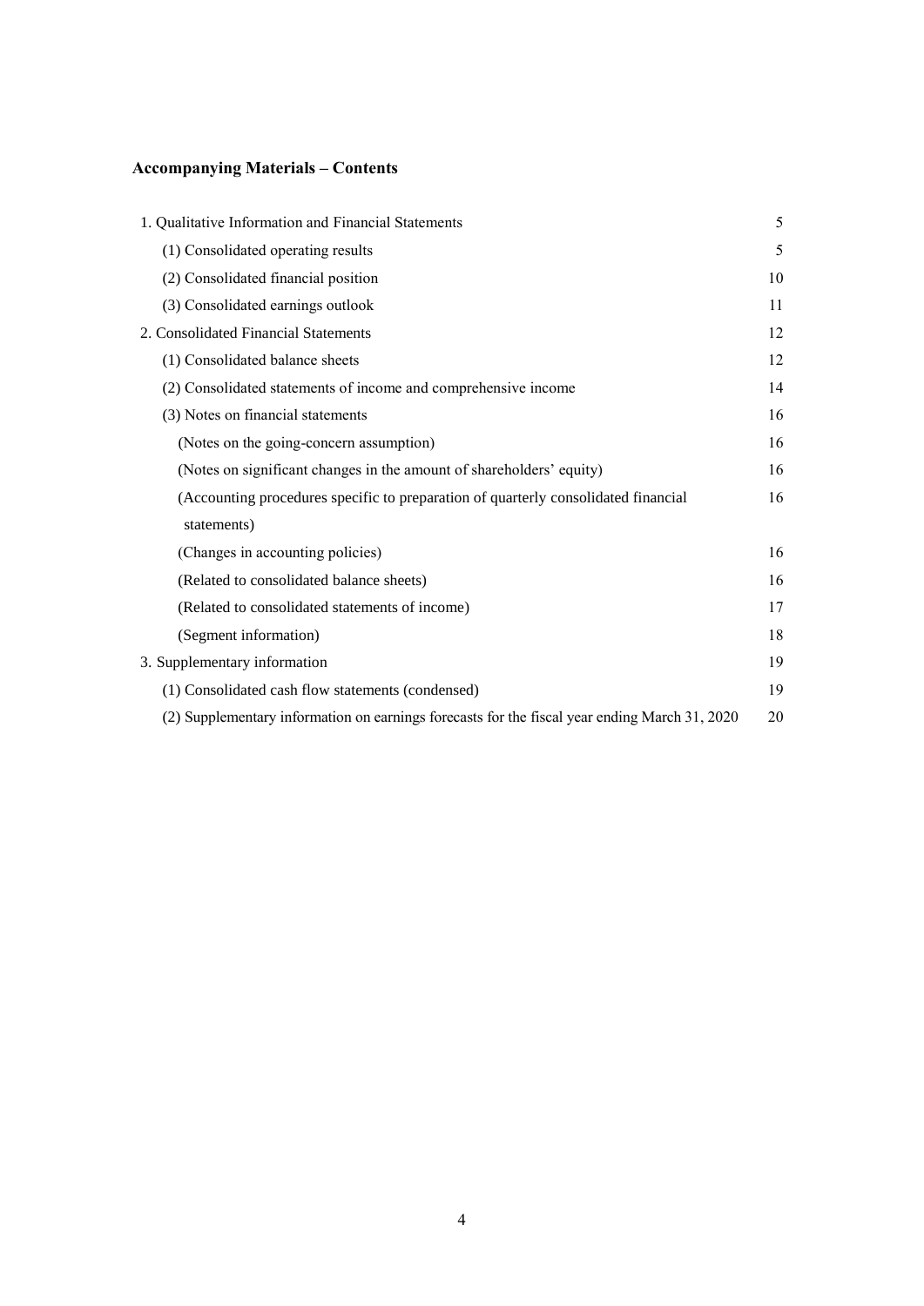## Accompanying Materials – Contents

| | |
|---|---|
| 1. Qualitative Information and Financial Statements | 5 |
| (1) Consolidated operating results | 5 |
| (2) Consolidated financial position | 10 |
| (3) Consolidated earnings outlook | 11 |
| 2. Consolidated Financial Statements | 12 |
| (1) Consolidated balance sheets | 12 |
| (2) Consolidated statements of income and comprehensive income | 14 |
| (3) Notes on financial statements | 16 |
| (Notes on the going-concern assumption) | 16 |
| (Notes on significant changes in the amount of shareholders' equity) | 16 |
| (Accounting procedures specific to preparation of quarterly consolidated financial statements) | 16 |
| (Changes in accounting policies) | 16 |
| (Related to consolidated balance sheets) | 16 |
| (Related to consolidated statements of income) | 17 |
| (Segment information) | 18 |
| 3. Supplementary information | 19 |
| (1) Consolidated cash flow statements (condensed) | 19 |
| (2) Supplementary information on earnings forecasts for the fiscal year ending March 31, 2020 | 20 |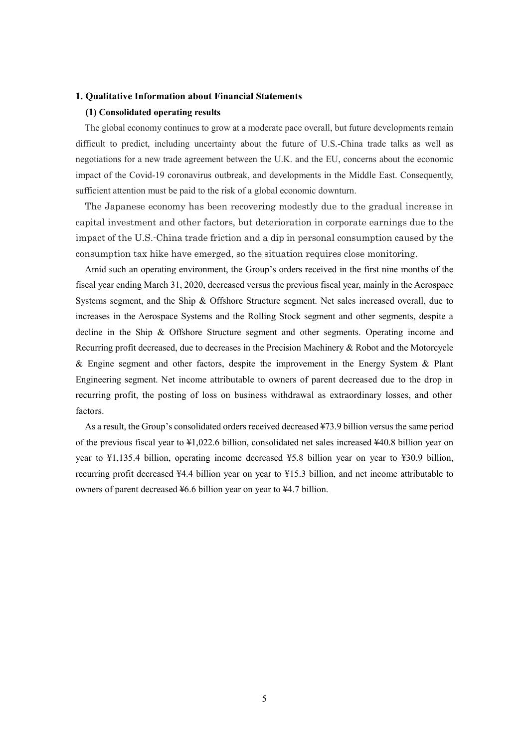## 1. Qualitative Information about Financial Statements

### (1) Consolidated operating results

The global economy continues to grow at a moderate pace overall, but future developments remain difficult to predict, including uncertainty about the future of U.S.-China trade talks as well as negotiations for a new trade agreement between the U.K. and the EU, concerns about the economic impact of the Covid-19 coronavirus outbreak, and developments in the Middle East. Consequently, sufficient attention must be paid to the risk of a global economic downturn.

The Japanese economy has been recovering modestly due to the gradual increase in capital investment and other factors, but deterioration in corporate earnings due to the impact of the U.S.-China trade friction and a dip in personal consumption caused by the consumption tax hike have emerged, so the situation requires close monitoring.

Amid such an operating environment, the Group's orders received in the first nine months of the fiscal year ending March 31, 2020, decreased versus the previous fiscal year, mainly in the Aerospace Systems segment, and the Ship & Offshore Structure segment. Net sales increased overall, due to increases in the Aerospace Systems and the Rolling Stock segment and other segments, despite a decline in the Ship & Offshore Structure segment and other segments. Operating income and Recurring profit decreased, due to decreases in the Precision Machinery & Robot and the Motorcycle & Engine segment and other factors, despite the improvement in the Energy System & Plant Engineering segment. Net income attributable to owners of parent decreased due to the drop in recurring profit, the posting of loss on business withdrawal as extraordinary losses, and other factors.

As a result, the Group's consolidated orders received decreased ¥73.9 billion versus the same period of the previous fiscal year to ¥1,022.6 billion, consolidated net sales increased ¥40.8 billion year on year to ¥1,135.4 billion, operating income decreased ¥5.8 billion year on year to ¥30.9 billion, recurring profit decreased ¥4.4 billion year on year to ¥15.3 billion, and net income attributable to owners of parent decreased ¥6.6 billion year on year to ¥4.7 billion.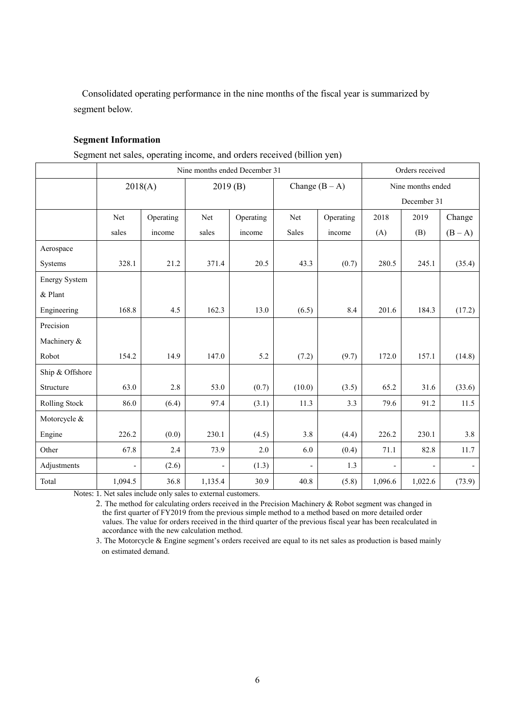Consolidated operating performance in the nine months of the fiscal year is summarized by segment below.

**Segment Information**

Segment net sales, operating income, and orders received (billion yen)

| | Nine months ended December 31 | | | | | | Orders received | | |
|---|---|---|---|---|---|---|---|---|---|
| | 2018(A) | | 2019 (B) | | Change (B – A) | | Nine months ended December 31 | | |
| | Net sales | Operating income | Net sales | Operating income | Net Sales | Operating income | 2018 (A) | 2019 (B) | Change (B – A) |
| Aerospace Systems | 328.1 | 21.2 | 371.4 | 20.5 | 43.3 | (0.7) | 280.5 | 245.1 | (35.4) |
| Energy System & Plant Engineering | 168.8 | 4.5 | 162.3 | 13.0 | (6.5) | 8.4 | 201.6 | 184.3 | (17.2) |
| Precision Machinery & Robot | 154.2 | 14.9 | 147.0 | 5.2 | (7.2) | (9.7) | 172.0 | 157.1 | (14.8) |
| Ship & Offshore Structure | 63.0 | 2.8 | 53.0 | (0.7) | (10.0) | (3.5) | 65.2 | 31.6 | (33.6) |
| Rolling Stock | 86.0 | (6.4) | 97.4 | (3.1) | 11.3 | 3.3 | 79.6 | 91.2 | 11.5 |
| Motorcycle & Engine | 226.2 | (0.0) | 230.1 | (4.5) | 3.8 | (4.4) | 226.2 | 230.1 | 3.8 |
| Other | 67.8 | 2.4 | 73.9 | 2.0 | 6.0 | (0.4) | 71.1 | 82.8 | 11.7 |
| Adjustments | - | (2.6) | - | (1.3) | - | 1.3 | - | - | - |
| Total | 1,094.5 | 36.8 | 1,135.4 | 30.9 | 40.8 | (5.8) | 1,096.6 | 1,022.6 | (73.9) |

Notes: 1. Net sales include only sales to external customers.

2. The method for calculating orders received in the Precision Machinery & Robot segment was changed in the first quarter of FY2019 from the previous simple method to a method based on more detailed order values. The value for orders received in the third quarter of the previous fiscal year has been recalculated in accordance with the new calculation method.

3. The Motorcycle & Engine segment's orders received are equal to its net sales as production is based mainly on estimated demand.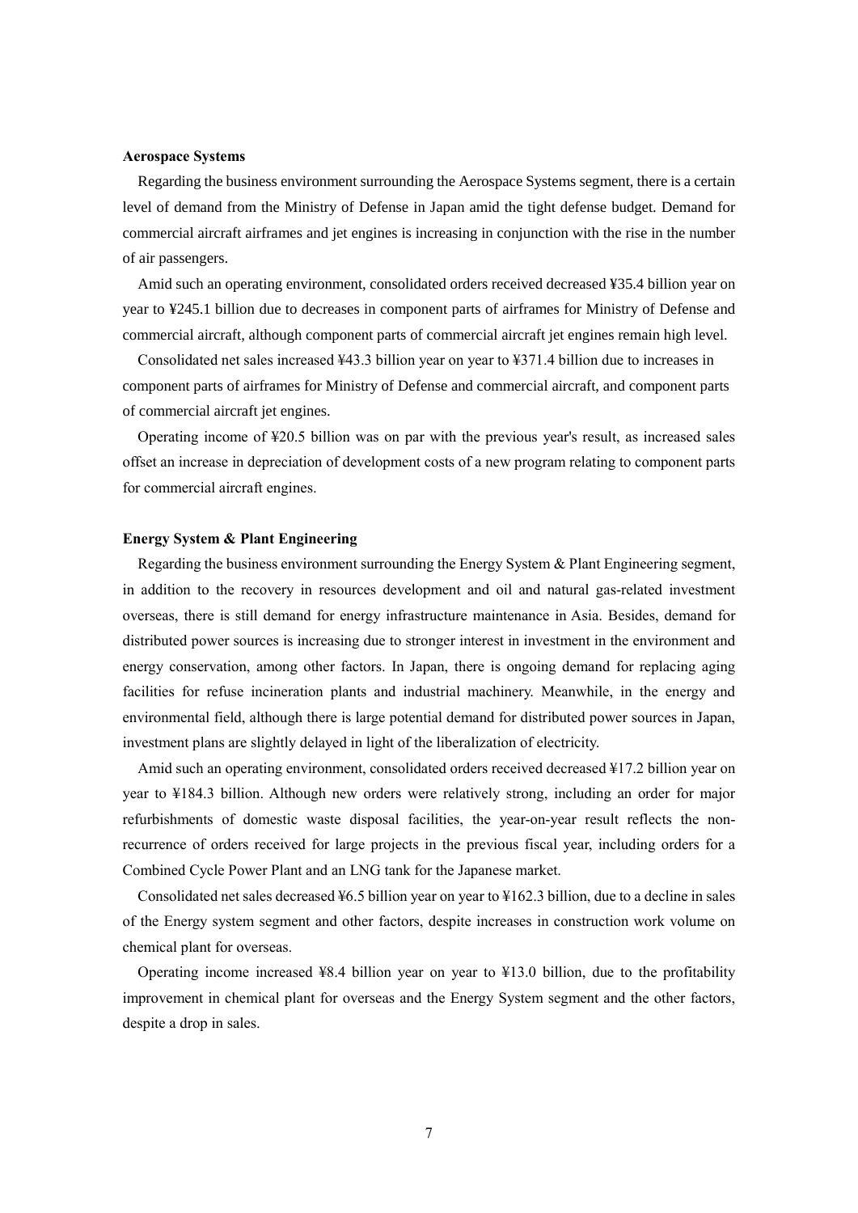**Aerospace Systems**

Regarding the business environment surrounding the Aerospace Systems segment, there is a certain level of demand from the Ministry of Defense in Japan amid the tight defense budget. Demand for commercial aircraft airframes and jet engines is increasing in conjunction with the rise in the number of air passengers.

Amid such an operating environment, consolidated orders received decreased ¥35.4 billion year on year to ¥245.1 billion due to decreases in component parts of airframes for Ministry of Defense and commercial aircraft, although component parts of commercial aircraft jet engines remain high level.

Consolidated net sales increased ¥43.3 billion year on year to ¥371.4 billion due to increases in component parts of airframes for Ministry of Defense and commercial aircraft, and component parts of commercial aircraft jet engines.

Operating income of ¥20.5 billion was on par with the previous year's result, as increased sales offset an increase in depreciation of development costs of a new program relating to component parts for commercial aircraft engines.

**Energy System & Plant Engineering**

Regarding the business environment surrounding the Energy System & Plant Engineering segment, in addition to the recovery in resources development and oil and natural gas-related investment overseas, there is still demand for energy infrastructure maintenance in Asia. Besides, demand for distributed power sources is increasing due to stronger interest in investment in the environment and energy conservation, among other factors. In Japan, there is ongoing demand for replacing aging facilities for refuse incineration plants and industrial machinery. Meanwhile, in the energy and environmental field, although there is large potential demand for distributed power sources in Japan, investment plans are slightly delayed in light of the liberalization of electricity.

Amid such an operating environment, consolidated orders received decreased ¥17.2 billion year on year to ¥184.3 billion. Although new orders were relatively strong, including an order for major refurbishments of domestic waste disposal facilities, the year-on-year result reflects the non-recurrence of orders received for large projects in the previous fiscal year, including orders for a Combined Cycle Power Plant and an LNG tank for the Japanese market.

Consolidated net sales decreased ¥6.5 billion year on year to ¥162.3 billion, due to a decline in sales of the Energy system segment and other factors, despite increases in construction work volume on chemical plant for overseas.

Operating income increased ¥8.4 billion year on year to ¥13.0 billion, due to the profitability improvement in chemical plant for overseas and the Energy System segment and the other factors, despite a drop in sales.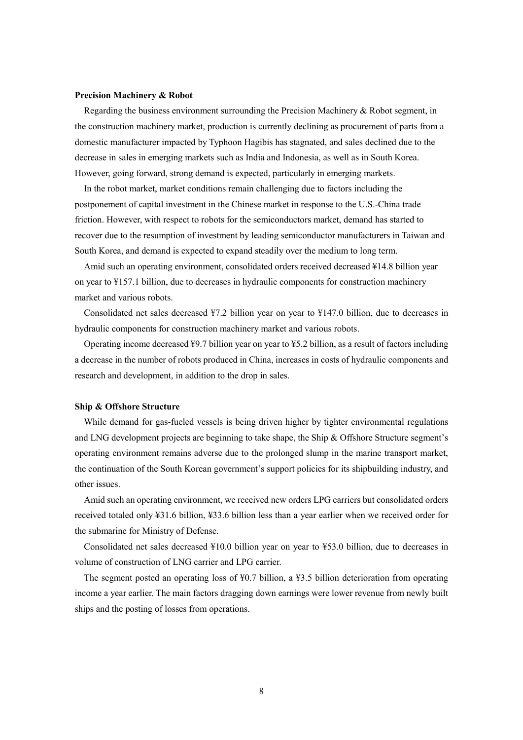**Precision Machinery & Robot**

Regarding the business environment surrounding the Precision Machinery & Robot segment, in the construction machinery market, production is currently declining as procurement of parts from a domestic manufacturer impacted by Typhoon Hagibis has stagnated, and sales declined due to the decrease in sales in emerging markets such as India and Indonesia, as well as in South Korea. However, going forward, strong demand is expected, particularly in emerging markets.

In the robot market, market conditions remain challenging due to factors including the postponement of capital investment in the Chinese market in response to the U.S.-China trade friction. However, with respect to robots for the semiconductors market, demand has started to recover due to the resumption of investment by leading semiconductor manufacturers in Taiwan and South Korea, and demand is expected to expand steadily over the medium to long term.

Amid such an operating environment, consolidated orders received decreased ¥14.8 billion year on year to ¥157.1 billion, due to decreases in hydraulic components for construction machinery market and various robots.

Consolidated net sales decreased ¥7.2 billion year on year to ¥147.0 billion, due to decreases in hydraulic components for construction machinery market and various robots.

Operating income decreased ¥9.7 billion year on year to ¥5.2 billion, as a result of factors including a decrease in the number of robots produced in China, increases in costs of hydraulic components and research and development, in addition to the drop in sales.

**Ship & Offshore Structure**

While demand for gas-fueled vessels is being driven higher by tighter environmental regulations and LNG development projects are beginning to take shape, the Ship & Offshore Structure segment's operating environment remains adverse due to the prolonged slump in the marine transport market, the continuation of the South Korean government's support policies for its shipbuilding industry, and other issues.

Amid such an operating environment, we received new orders LPG carriers but consolidated orders received totaled only ¥31.6 billion, ¥33.6 billion less than a year earlier when we received order for the submarine for Ministry of Defense.

Consolidated net sales decreased ¥10.0 billion year on year to ¥53.0 billion, due to decreases in volume of construction of LNG carrier and LPG carrier.

The segment posted an operating loss of ¥0.7 billion, a ¥3.5 billion deterioration from operating income a year earlier. The main factors dragging down earnings were lower revenue from newly built ships and the posting of losses from operations.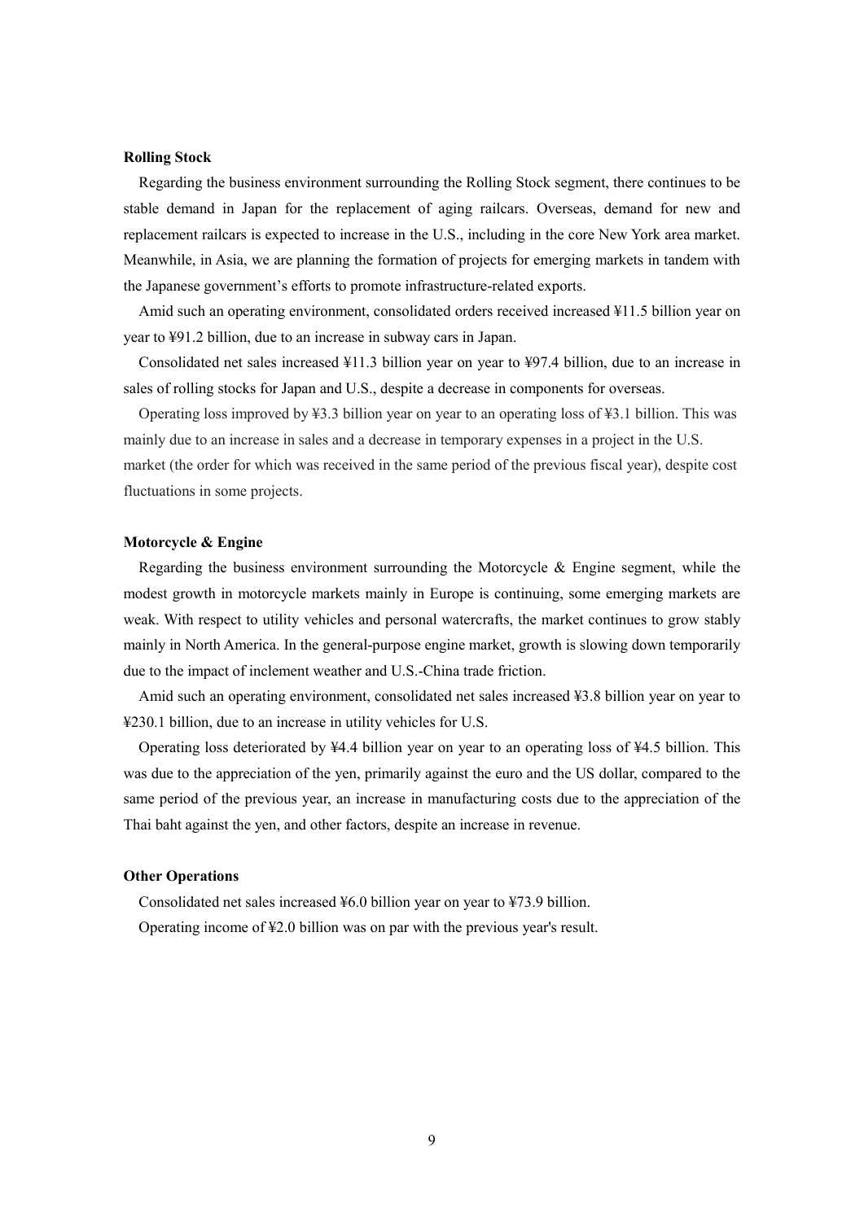**Rolling Stock**

Regarding the business environment surrounding the Rolling Stock segment, there continues to be stable demand in Japan for the replacement of aging railcars. Overseas, demand for new and replacement railcars is expected to increase in the U.S., including in the core New York area market. Meanwhile, in Asia, we are planning the formation of projects for emerging markets in tandem with the Japanese government's efforts to promote infrastructure-related exports.

Amid such an operating environment, consolidated orders received increased ¥11.5 billion year on year to ¥91.2 billion, due to an increase in subway cars in Japan.

Consolidated net sales increased ¥11.3 billion year on year to ¥97.4 billion, due to an increase in sales of rolling stocks for Japan and U.S., despite a decrease in components for overseas.

Operating loss improved by ¥3.3 billion year on year to an operating loss of ¥3.1 billion. This was mainly due to an increase in sales and a decrease in temporary expenses in a project in the U.S. market (the order for which was received in the same period of the previous fiscal year), despite cost fluctuations in some projects.

**Motorcycle & Engine**

Regarding the business environment surrounding the Motorcycle & Engine segment, while the modest growth in motorcycle markets mainly in Europe is continuing, some emerging markets are weak. With respect to utility vehicles and personal watercrafts, the market continues to grow stably mainly in North America. In the general-purpose engine market, growth is slowing down temporarily due to the impact of inclement weather and U.S.-China trade friction.

Amid such an operating environment, consolidated net sales increased ¥3.8 billion year on year to ¥230.1 billion, due to an increase in utility vehicles for U.S.

Operating loss deteriorated by ¥4.4 billion year on year to an operating loss of ¥4.5 billion. This was due to the appreciation of the yen, primarily against the euro and the US dollar, compared to the same period of the previous year, an increase in manufacturing costs due to the appreciation of the Thai baht against the yen, and other factors, despite an increase in revenue.

**Other Operations**

Consolidated net sales increased ¥6.0 billion year on year to ¥73.9 billion.

Operating income of ¥2.0 billion was on par with the previous year's result.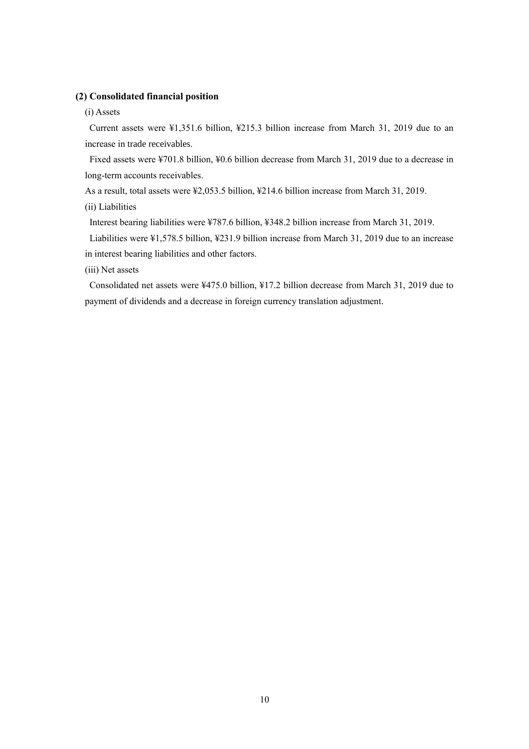### (2) Consolidated financial position

(i) Assets

Current assets were ¥1,351.6 billion, ¥215.3 billion increase from March 31, 2019 due to an increase in trade receivables.

Fixed assets were ¥701.8 billion, ¥0.6 billion decrease from March 31, 2019 due to a decrease in long-term accounts receivables.

As a result, total assets were ¥2,053.5 billion, ¥214.6 billion increase from March 31, 2019.

(ii) Liabilities

Interest bearing liabilities were ¥787.6 billion, ¥348.2 billion increase from March 31, 2019.

Liabilities were ¥1,578.5 billion, ¥231.9 billion increase from March 31, 2019 due to an increase in interest bearing liabilities and other factors.

(iii) Net assets

Consolidated net assets were ¥475.0 billion, ¥17.2 billion decrease from March 31, 2019 due to payment of dividends and a decrease in foreign currency translation adjustment.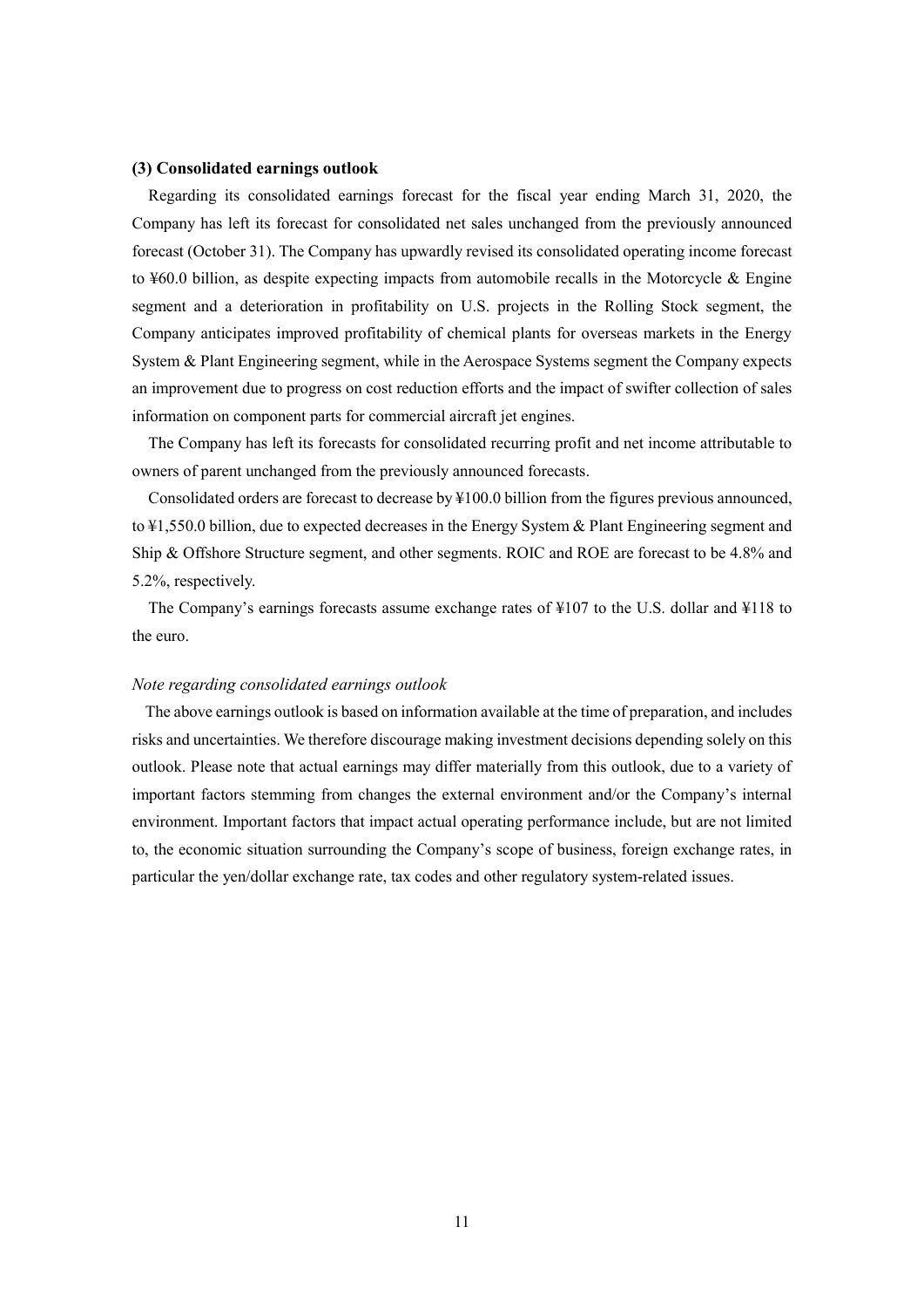**(3) Consolidated earnings outlook**

Regarding its consolidated earnings forecast for the fiscal year ending March 31, 2020, the Company has left its forecast for consolidated net sales unchanged from the previously announced forecast (October 31). The Company has upwardly revised its consolidated operating income forecast to ¥60.0 billion, as despite expecting impacts from automobile recalls in the Motorcycle & Engine segment and a deterioration in profitability on U.S. projects in the Rolling Stock segment, the Company anticipates improved profitability of chemical plants for overseas markets in the Energy System & Plant Engineering segment, while in the Aerospace Systems segment the Company expects an improvement due to progress on cost reduction efforts and the impact of swifter collection of sales information on component parts for commercial aircraft jet engines.

The Company has left its forecasts for consolidated recurring profit and net income attributable to owners of parent unchanged from the previously announced forecasts.

Consolidated orders are forecast to decrease by ¥100.0 billion from the figures previous announced, to ¥1,550.0 billion, due to expected decreases in the Energy System & Plant Engineering segment and Ship & Offshore Structure segment, and other segments. ROIC and ROE are forecast to be 4.8% and 5.2%, respectively.

The Company's earnings forecasts assume exchange rates of ¥107 to the U.S. dollar and ¥118 to the euro.

*Note regarding consolidated earnings outlook*

The above earnings outlook is based on information available at the time of preparation, and includes risks and uncertainties. We therefore discourage making investment decisions depending solely on this outlook. Please note that actual earnings may differ materially from this outlook, due to a variety of important factors stemming from changes the external environment and/or the Company's internal environment. Important factors that impact actual operating performance include, but are not limited to, the economic situation surrounding the Company's scope of business, foreign exchange rates, in particular the yen/dollar exchange rate, tax codes and other regulatory system-related issues.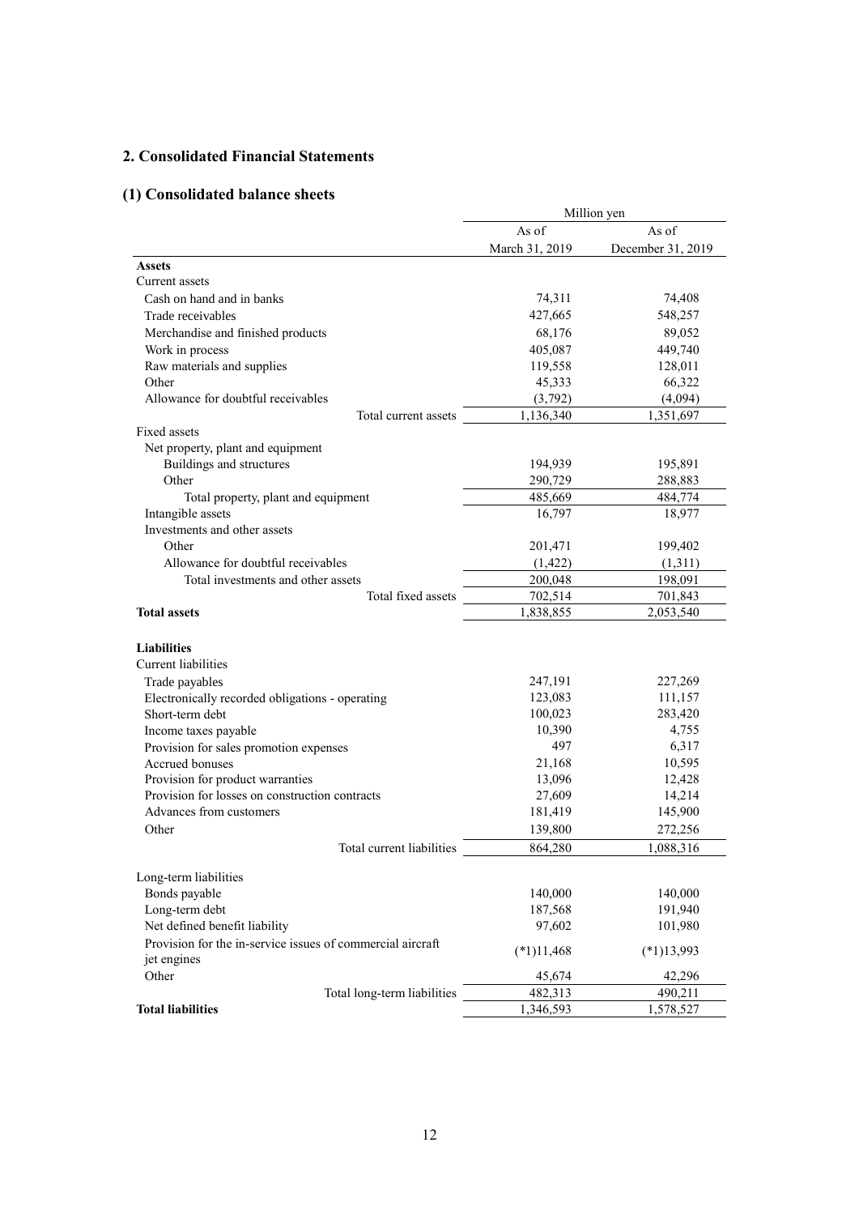## 2. Consolidated Financial Statements

### (1) Consolidated balance sheets

| | Million yen | |
|---|---|---|
| | As of March 31, 2019 | As of December 31, 2019 |
| **Assets** | | |
| Current assets | | |
| Cash on hand and in banks | 74,311 | 74,408 |
| Trade receivables | 427,665 | 548,257 |
| Merchandise and finished products | 68,176 | 89,052 |
| Work in process | 405,087 | 449,740 |
| Raw materials and supplies | 119,558 | 128,011 |
| Other | 45,333 | 66,322 |
| Allowance for doubtful receivables | (3,792) | (4,094) |
| Total current assets | 1,136,340 | 1,351,697 |
| Fixed assets | | |
| Net property, plant and equipment | | |
| Buildings and structures | 194,939 | 195,891 |
| Other | 290,729 | 288,883 |
| Total property, plant and equipment | 485,669 | 484,774 |
| Intangible assets | 16,797 | 18,977 |
| Investments and other assets | | |
| Other | 201,471 | 199,402 |
| Allowance for doubtful receivables | (1,422) | (1,311) |
| Total investments and other assets | 200,048 | 198,091 |
| Total fixed assets | 702,514 | 701,843 |
| **Total assets** | 1,838,855 | 2,053,540 |
| | | |
| **Liabilities** | | |
| Current liabilities | | |
| Trade payables | 247,191 | 227,269 |
| Electronically recorded obligations - operating | 123,083 | 111,157 |
| Short-term debt | 100,023 | 283,420 |
| Income taxes payable | 10,390 | 4,755 |
| Provision for sales promotion expenses | 497 | 6,317 |
| Accrued bonuses | 21,168 | 10,595 |
| Provision for product warranties | 13,096 | 12,428 |
| Provision for losses on construction contracts | 27,609 | 14,214 |
| Advances from customers | 181,419 | 145,900 |
| Other | 139,800 | 272,256 |
| Total current liabilities | 864,280 | 1,088,316 |
| | | |
| Long-term liabilities | | |
| Bonds payable | 140,000 | 140,000 |
| Long-term debt | 187,568 | 191,940 |
| Net defined benefit liability | 97,602 | 101,980 |
| Provision for the in-service issues of commercial aircraft jet engines | (*1)11,468 | (*1)13,993 |
| Other | 45,674 | 42,296 |
| Total long-term liabilities | 482,313 | 490,211 |
| **Total liabilities** | 1,346,593 | 1,578,527 |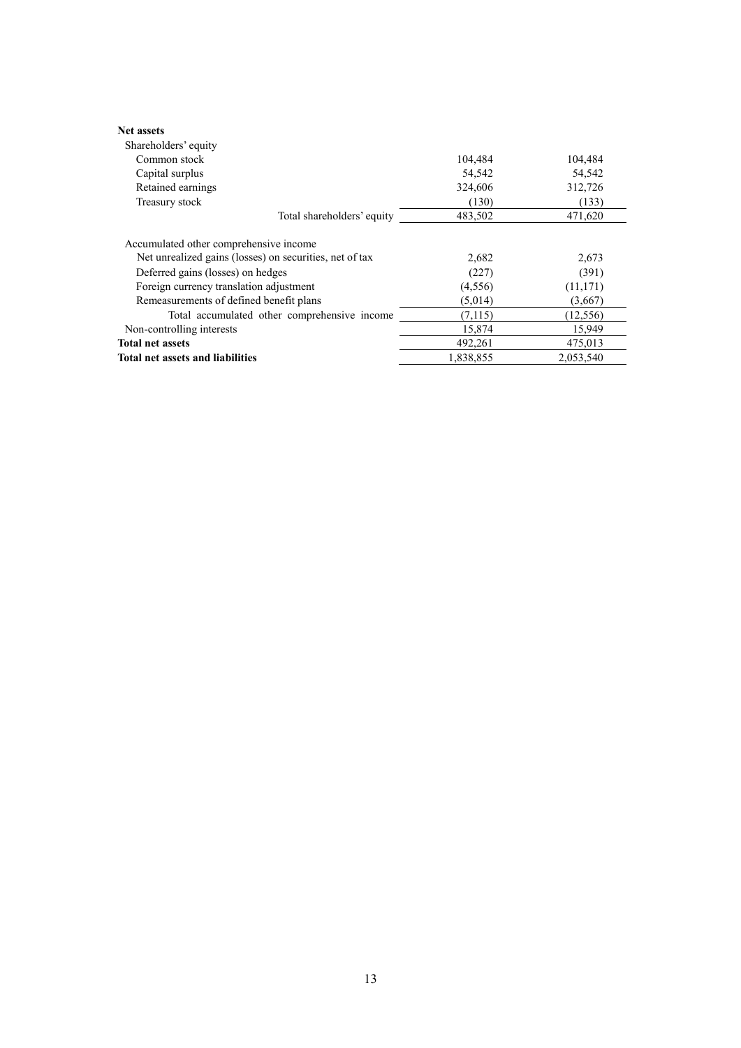| | | |
|---|---|---|
| **Net assets** | | |
| Shareholders' equity | | |
| Common stock | 104,484 | 104,484 |
| Capital surplus | 54,542 | 54,542 |
| Retained earnings | 324,606 | 312,726 |
| Treasury stock | (130) | (133) |
| Total shareholders' equity | 483,502 | 471,620 |
| Accumulated other comprehensive income | | |
| Net unrealized gains (losses) on securities, net of tax | 2,682 | 2,673 |
| Deferred gains (losses) on hedges | (227) | (391) |
| Foreign currency translation adjustment | (4,556) | (11,171) |
| Remeasurements of defined benefit plans | (5,014) | (3,667) |
| Total accumulated other comprehensive income | (7,115) | (12,556) |
| Non-controlling interests | 15,874 | 15,949 |
| **Total net assets** | 492,261 | 475,013 |
| **Total net assets and liabilities** | 1,838,855 | 2,053,540 |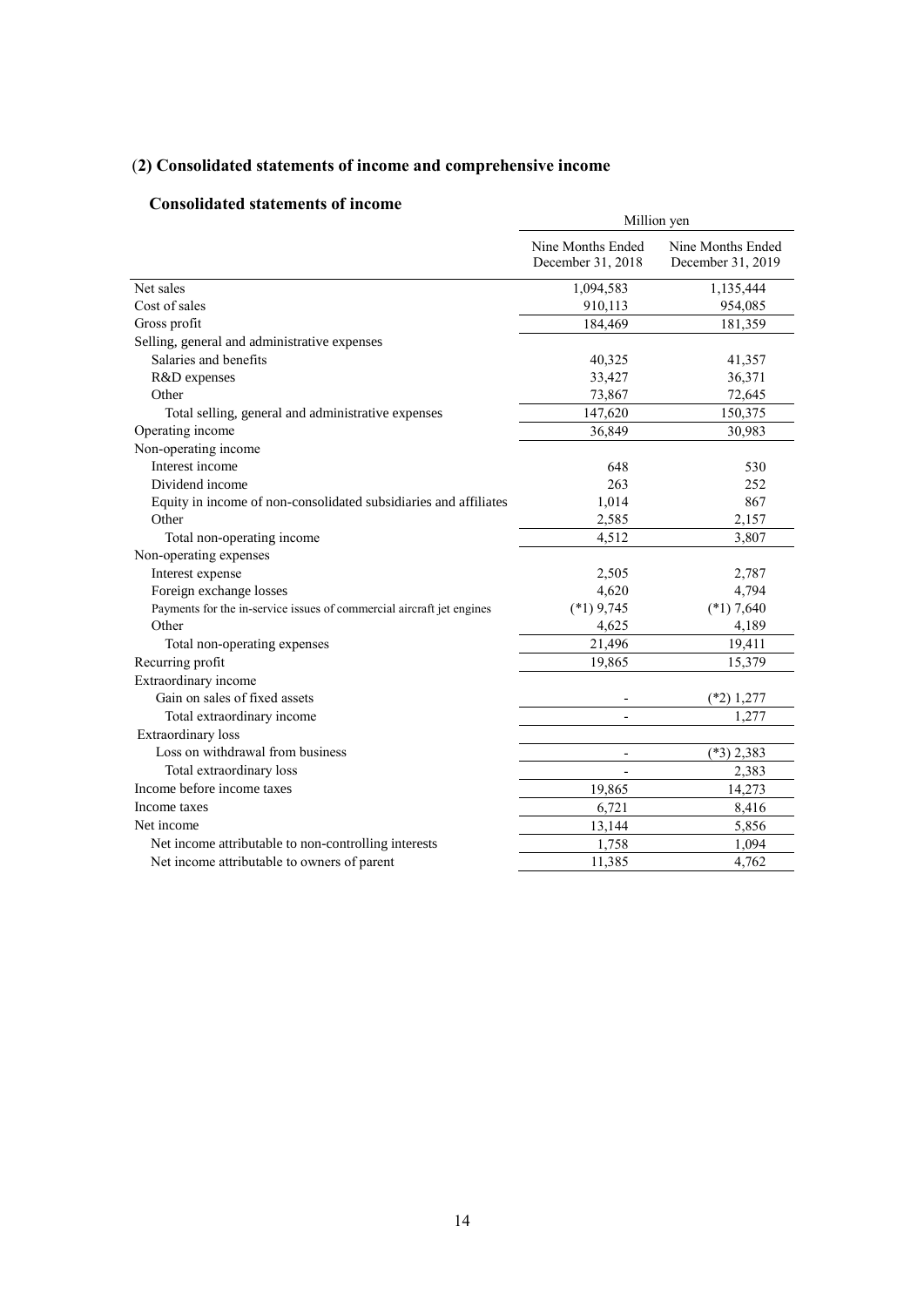## (2) Consolidated statements of income and comprehensive income

### Consolidated statements of income

| | Million yen | |
|---|---|---|
| | Nine Months Ended December 31, 2018 | Nine Months Ended December 31, 2019 |
| Net sales | 1,094,583 | 1,135,444 |
| Cost of sales | 910,113 | 954,085 |
| Gross profit | 184,469 | 181,359 |
| Selling, general and administrative expenses | | |
| Salaries and benefits | 40,325 | 41,357 |
| R&D expenses | 33,427 | 36,371 |
| Other | 73,867 | 72,645 |
| Total selling, general and administrative expenses | 147,620 | 150,375 |
| Operating income | 36,849 | 30,983 |
| Non-operating income | | |
| Interest income | 648 | 530 |
| Dividend income | 263 | 252 |
| Equity in income of non-consolidated subsidiaries and affiliates | 1,014 | 867 |
| Other | 2,585 | 2,157 |
| Total non-operating income | 4,512 | 3,807 |
| Non-operating expenses | | |
| Interest expense | 2,505 | 2,787 |
| Foreign exchange losses | 4,620 | 4,794 |
| Payments for the in-service issues of commercial aircraft jet engines | (*1) 9,745 | (*1) 7,640 |
| Other | 4,625 | 4,189 |
| Total non-operating expenses | 21,496 | 19,411 |
| Recurring profit | 19,865 | 15,379 |
| Extraordinary income | | |
| Gain on sales of fixed assets | - | (*2) 1,277 |
| Total extraordinary income | - | 1,277 |
| Extraordinary loss | | |
| Loss on withdrawal from business | - | (*3) 2,383 |
| Total extraordinary loss | - | 2,383 |
| Income before income taxes | 19,865 | 14,273 |
| Income taxes | 6,721 | 8,416 |
| Net income | 13,144 | 5,856 |
| Net income attributable to non-controlling interests | 1,758 | 1,094 |
| Net income attributable to owners of parent | 11,385 | 4,762 |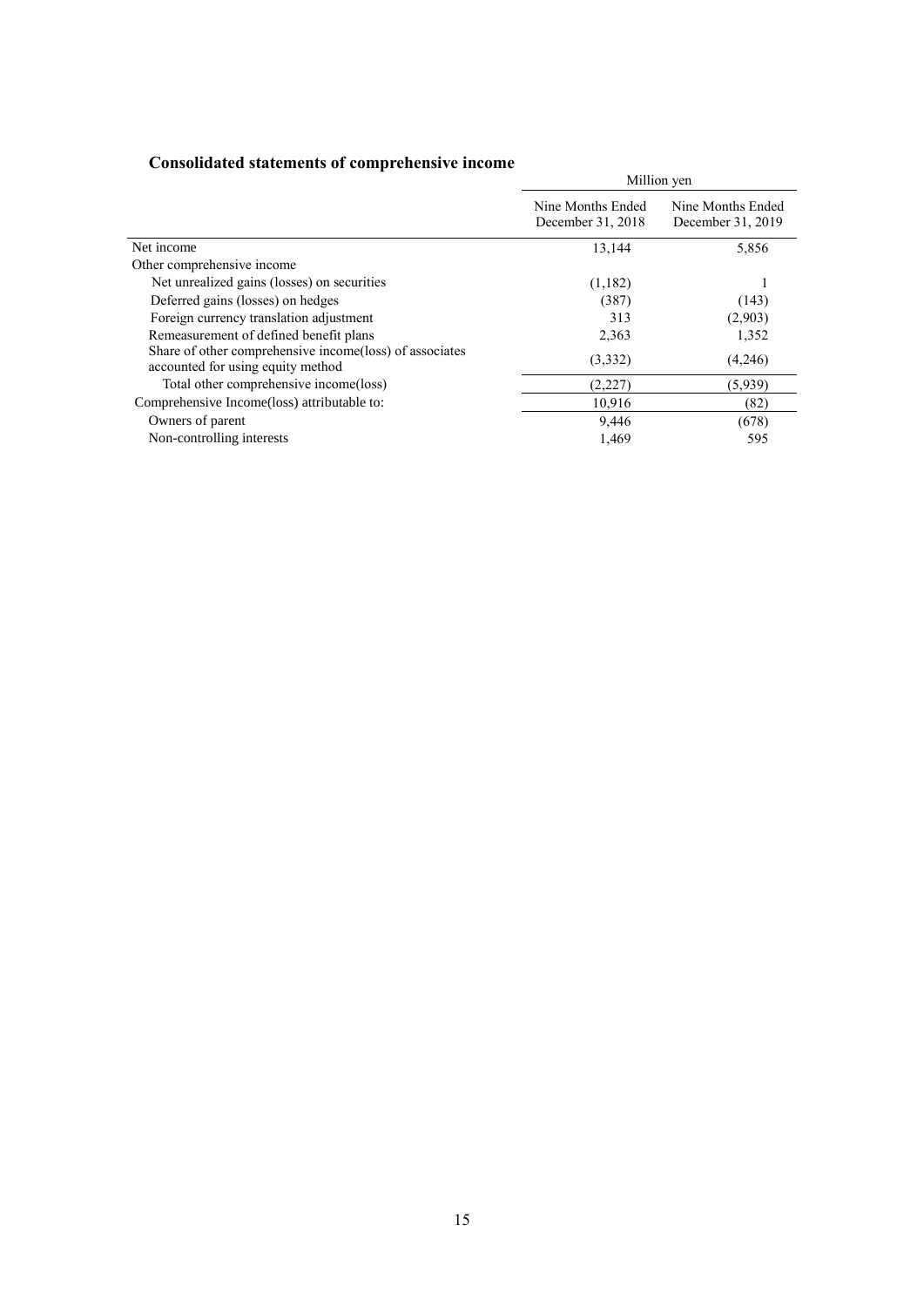## Consolidated statements of comprehensive income

| | Million yen | |
|---|---|---|
| | Nine Months Ended December 31, 2018 | Nine Months Ended December 31, 2019 |
| Net income | 13,144 | 5,856 |
| Other comprehensive income | | |
| Net unrealized gains (losses) on securities | (1,182) | 1 |
| Deferred gains (losses) on hedges | (387) | (143) |
| Foreign currency translation adjustment | 313 | (2,903) |
| Remeasurement of defined benefit plans | 2,363 | 1,352 |
| Share of other comprehensive income(loss) of associates accounted for using equity method | (3,332) | (4,246) |
| Total other comprehensive income(loss) | (2,227) | (5,939) |
| Comprehensive Income(loss) attributable to: | 10,916 | (82) |
| Owners of parent | 9,446 | (678) |
| Non-controlling interests | 1,469 | 595 |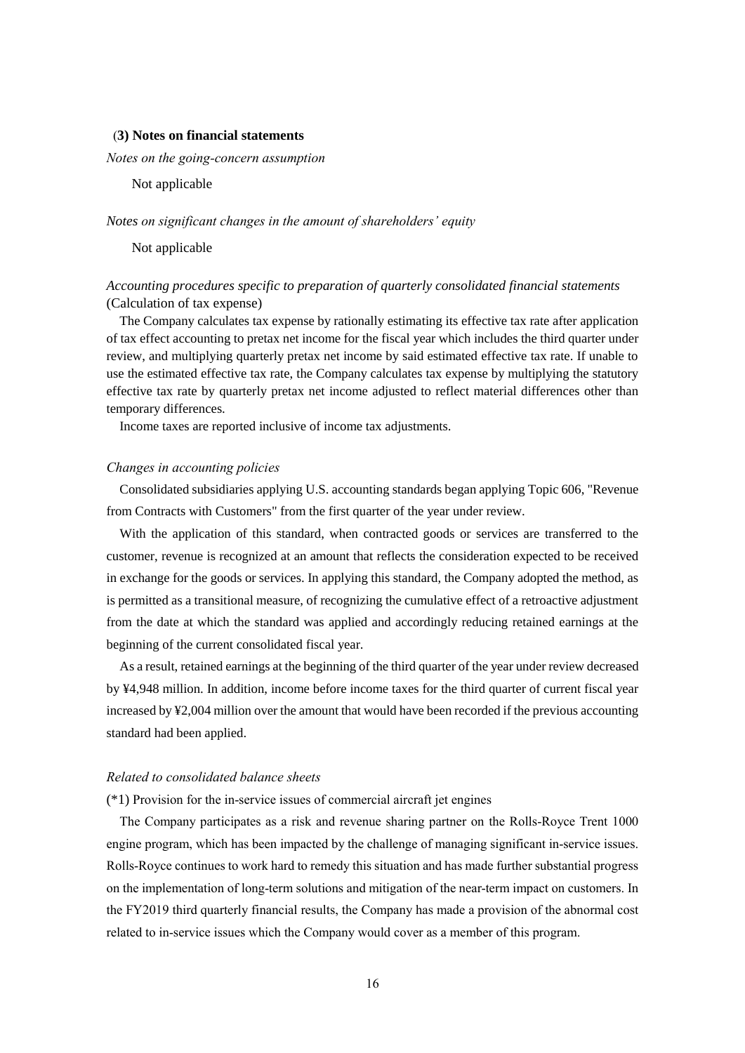### (3) Notes on financial statements

*Notes on the going-concern assumption*

Not applicable

*Notes on significant changes in the amount of shareholders' equity*

Not applicable

*Accounting procedures specific to preparation of quarterly consolidated financial statements*
(Calculation of tax expense)

The Company calculates tax expense by rationally estimating its effective tax rate after application of tax effect accounting to pretax net income for the fiscal year which includes the third quarter under review, and multiplying quarterly pretax net income by said estimated effective tax rate. If unable to use the estimated effective tax rate, the Company calculates tax expense by multiplying the statutory effective tax rate by quarterly pretax net income adjusted to reflect material differences other than temporary differences.

Income taxes are reported inclusive of income tax adjustments.

*Changes in accounting policies*

Consolidated subsidiaries applying U.S. accounting standards began applying Topic 606, "Revenue from Contracts with Customers" from the first quarter of the year under review.

With the application of this standard, when contracted goods or services are transferred to the customer, revenue is recognized at an amount that reflects the consideration expected to be received in exchange for the goods or services. In applying this standard, the Company adopted the method, as is permitted as a transitional measure, of recognizing the cumulative effect of a retroactive adjustment from the date at which the standard was applied and accordingly reducing retained earnings at the beginning of the current consolidated fiscal year.

As a result, retained earnings at the beginning of the third quarter of the year under review decreased by ¥4,948 million. In addition, income before income taxes for the third quarter of current fiscal year increased by ¥2,004 million over the amount that would have been recorded if the previous accounting standard had been applied.

*Related to consolidated balance sheets*

(*1) Provision for the in-service issues of commercial aircraft jet engines

The Company participates as a risk and revenue sharing partner on the Rolls-Royce Trent 1000 engine program, which has been impacted by the challenge of managing significant in-service issues. Rolls-Royce continues to work hard to remedy this situation and has made further substantial progress on the implementation of long-term solutions and mitigation of the near-term impact on customers. In the FY2019 third quarterly financial results, the Company has made a provision of the abnormal cost related to in-service issues which the Company would cover as a member of this program.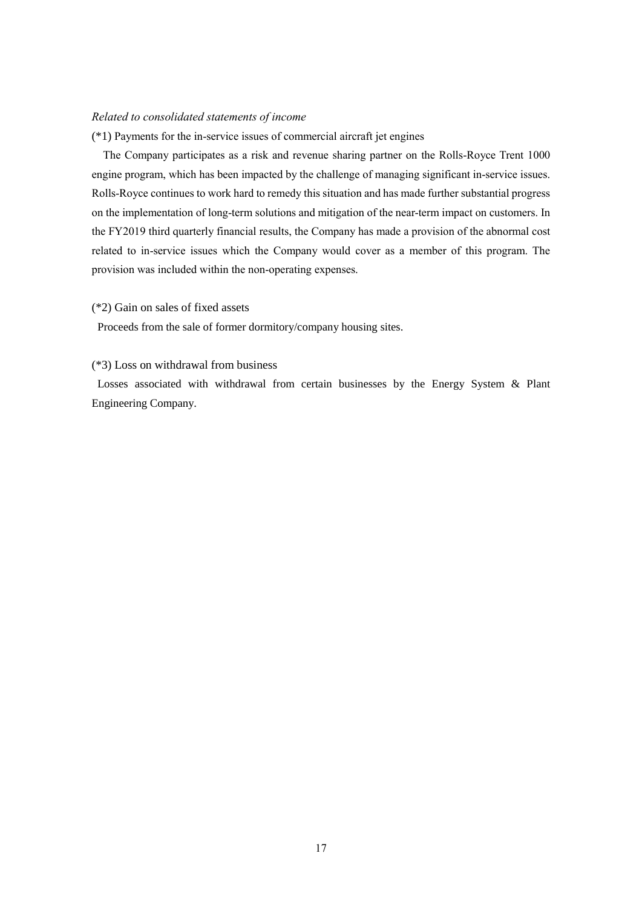*Related to consolidated statements of income*

(*1) Payments for the in-service issues of commercial aircraft jet engines

The Company participates as a risk and revenue sharing partner on the Rolls-Royce Trent 1000 engine program, which has been impacted by the challenge of managing significant in-service issues. Rolls-Royce continues to work hard to remedy this situation and has made further substantial progress on the implementation of long-term solutions and mitigation of the near-term impact on customers. In the FY2019 third quarterly financial results, the Company has made a provision of the abnormal cost related to in-service issues which the Company would cover as a member of this program. The provision was included within the non-operating expenses.

(*2) Gain on sales of fixed assets

Proceeds from the sale of former dormitory/company housing sites.

(*3) Loss on withdrawal from business

Losses associated with withdrawal from certain businesses by the Energy System & Plant Engineering Company.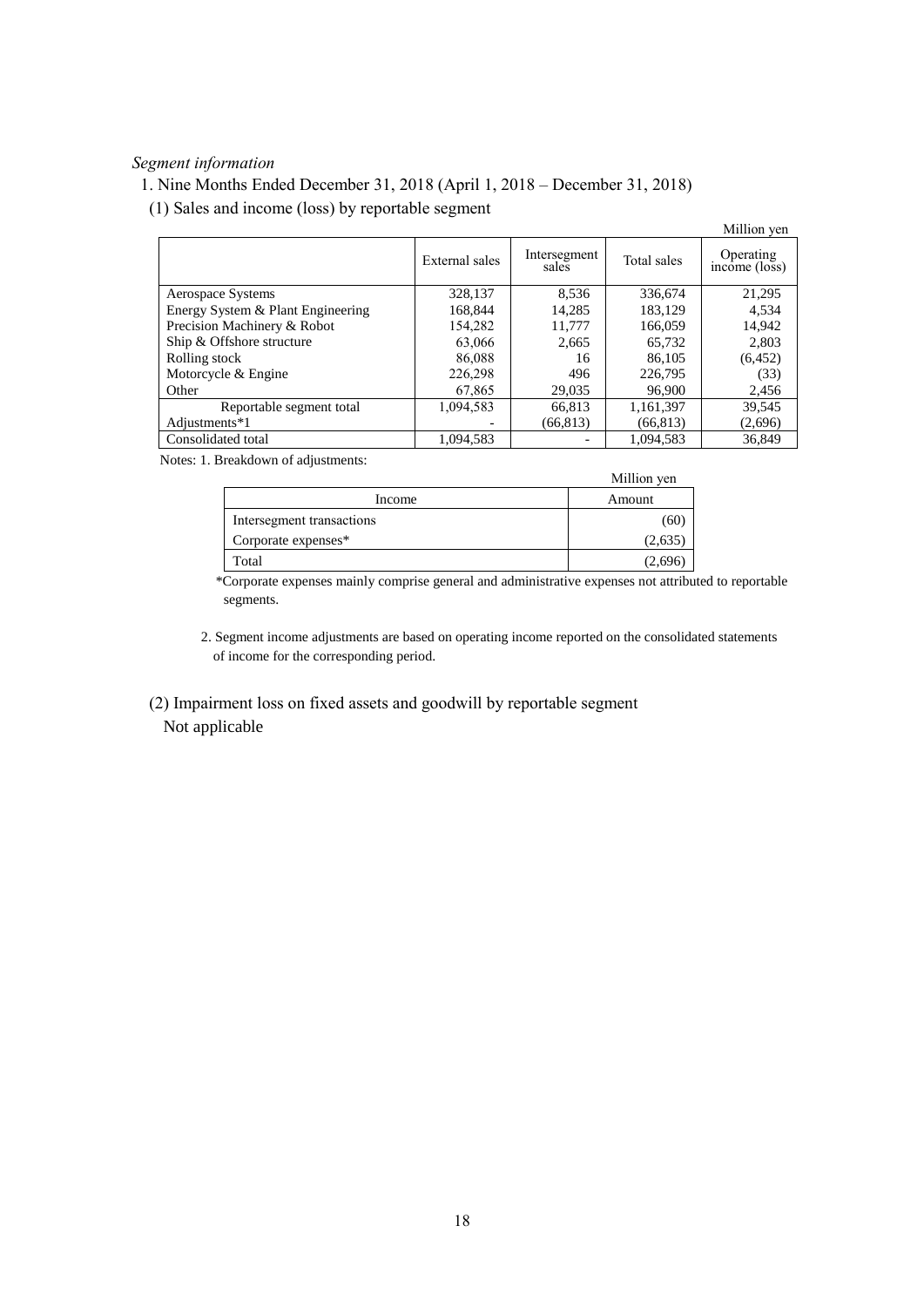*Segment information*

1. Nine Months Ended December 31, 2018 (April 1, 2018 – December 31, 2018)

(1) Sales and income (loss) by reportable segment

Million yen

| | External sales | Intersegment sales | Total sales | Operating income (loss) |
|---|---|---|---|---|
| Aerospace Systems | 328,137 | 8,536 | 336,674 | 21,295 |
| Energy System & Plant Engineering | 168,844 | 14,285 | 183,129 | 4,534 |
| Precision Machinery & Robot | 154,282 | 11,777 | 166,059 | 14,942 |
| Ship & Offshore structure | 63,066 | 2,665 | 65,732 | 2,803 |
| Rolling stock | 86,088 | 16 | 86,105 | (6,452) |
| Motorcycle & Engine | 226,298 | 496 | 226,795 | (33) |
| Other | 67,865 | 29,035 | 96,900 | 2,456 |
| Reportable segment total | 1,094,583 | 66,813 | 1,161,397 | 39,545 |
| Adjustments*1 | - | (66,813) | (66,813) | (2,696) |
| Consolidated total | 1,094,583 | - | 1,094,583 | 36,849 |

Notes: 1. Breakdown of adjustments:

Million yen

| Income | Amount |
|---|---|
| Intersegment transactions | (60) |
| Corporate expenses* | (2,635) |
| Total | (2,696) |

*Corporate expenses mainly comprise general and administrative expenses not attributed to reportable segments.

2. Segment income adjustments are based on operating income reported on the consolidated statements of income for the corresponding period.

(2) Impairment loss on fixed assets and goodwill by reportable segment

Not applicable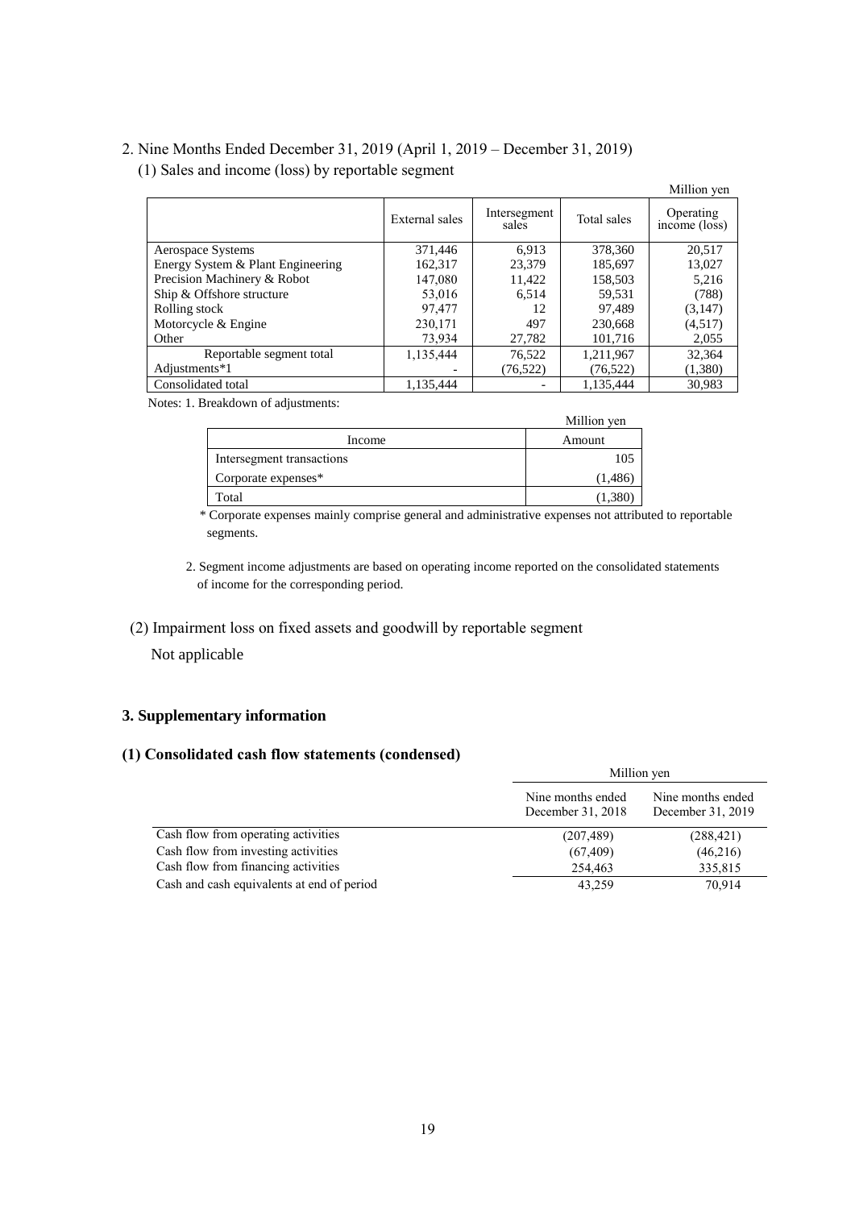2. Nine Months Ended December 31, 2019 (April 1, 2019 – December 31, 2019)

(1) Sales and income (loss) by reportable segment

Million yen

| | External sales | Intersegment sales | Total sales | Operating income (loss) |
|---|---|---|---|---|
| Aerospace Systems | 371,446 | 6,913 | 378,360 | 20,517 |
| Energy System & Plant Engineering | 162,317 | 23,379 | 185,697 | 13,027 |
| Precision Machinery & Robot | 147,080 | 11,422 | 158,503 | 5,216 |
| Ship & Offshore structure | 53,016 | 6,514 | 59,531 | (788) |
| Rolling stock | 97,477 | 12 | 97,489 | (3,147) |
| Motorcycle & Engine | 230,171 | 497 | 230,668 | (4,517) |
| Other | 73,934 | 27,782 | 101,716 | 2,055 |
| Reportable segment total | 1,135,444 | 76,522 | 1,211,967 | 32,364 |
| Adjustments*1 | - | (76,522) | (76,522) | (1,380) |
| Consolidated total | 1,135,444 | - | 1,135,444 | 30,983 |

Notes: 1. Breakdown of adjustments:

Million yen

| Income | Amount |
|---|---|
| Intersegment transactions | 105 |
| Corporate expenses* | (1,486) |
| Total | (1,380) |

\* Corporate expenses mainly comprise general and administrative expenses not attributed to reportable segments.

2. Segment income adjustments are based on operating income reported on the consolidated statements of income for the corresponding period.

(2) Impairment loss on fixed assets and goodwill by reportable segment

Not applicable

## 3. Supplementary information

### (1) Consolidated cash flow statements (condensed)

Million yen

| | Nine months ended December 31, 2018 | Nine months ended December 31, 2019 |
|---|---|---|
| Cash flow from operating activities | (207,489) | (288,421) |
| Cash flow from investing activities | (67,409) | (46,216) |
| Cash flow from financing activities | 254,463 | 335,815 |
| Cash and cash equivalents at end of period | 43,259 | 70,914 |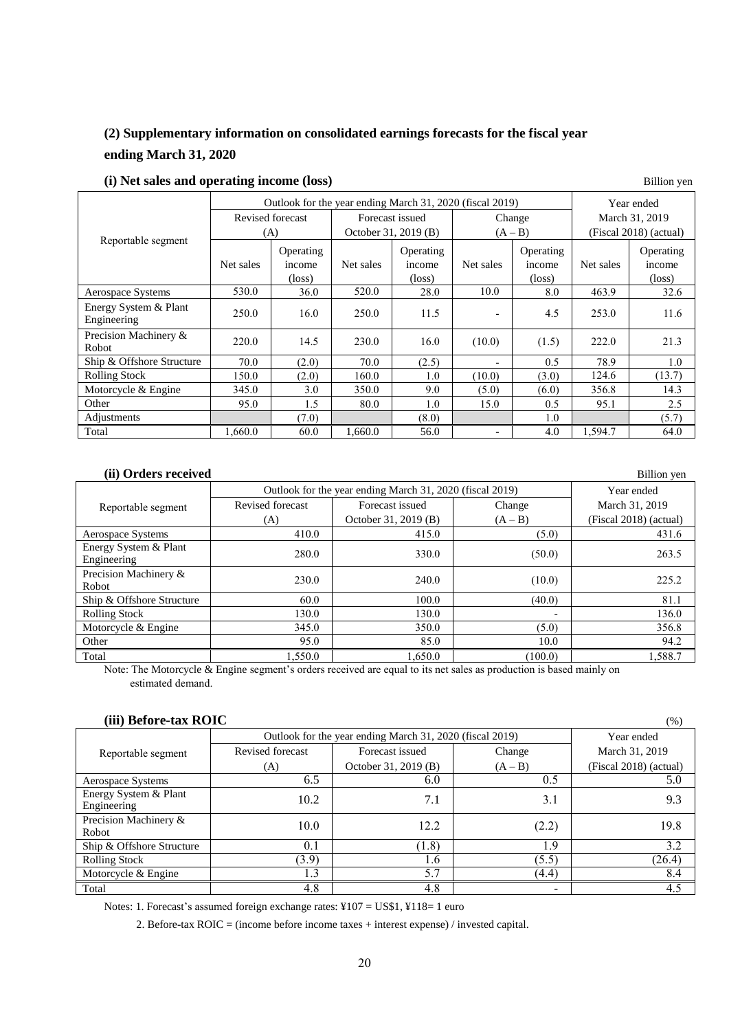## (2) Supplementary information on consolidated earnings forecasts for the fiscal year ending March 31, 2020

### (i) Net sales and operating income (loss)

Billion yen

| Reportable segment | Outlook for the year ending March 31, 2020 (fiscal 2019) | | | | | | Year ended March 31, 2019 (Fiscal 2018) (actual) | |
|---|---|---|---|---|---|---|---|---|
| | Revised forecast (A) | | Forecast issued October 31, 2019 (B) | | Change (A – B) | | | |
| | Net sales | Operating income (loss) | Net sales | Operating income (loss) | Net sales | Operating income (loss) | Net sales | Operating income (loss) |
| Aerospace Systems | 530.0 | 36.0 | 520.0 | 28.0 | 10.0 | 8.0 | 463.9 | 32.6 |
| Energy System & Plant Engineering | 250.0 | 16.0 | 250.0 | 11.5 | - | 4.5 | 253.0 | 11.6 |
| Precision Machinery & Robot | 220.0 | 14.5 | 230.0 | 16.0 | (10.0) | (1.5) | 222.0 | 21.3 |
| Ship & Offshore Structure | 70.0 | (2.0) | 70.0 | (2.5) | - | 0.5 | 78.9 | 1.0 |
| Rolling Stock | 150.0 | (2.0) | 160.0 | 1.0 | (10.0) | (3.0) | 124.6 | (13.7) |
| Motorcycle & Engine | 345.0 | 3.0 | 350.0 | 9.0 | (5.0) | (6.0) | 356.8 | 14.3 |
| Other | 95.0 | 1.5 | 80.0 | 1.0 | 15.0 | 0.5 | 95.1 | 2.5 |
| Adjustments | | (7.0) | | (8.0) | | 1.0 | | (5.7) |
| Total | 1,660.0 | 60.0 | 1,660.0 | 56.0 | - | 4.0 | 1,594.7 | 64.0 |

### (ii) Orders received

Billion yen

| Reportable segment | Outlook for the year ending March 31, 2020 (fiscal 2019) | | | Year ended March 31, 2019 (Fiscal 2018) (actual) |
|---|---|---|---|---|
| | Revised forecast (A) | Forecast issued October 31, 2019 (B) | Change (A – B) | |
| Aerospace Systems | 410.0 | 415.0 | (5.0) | 431.6 |
| Energy System & Plant Engineering | 280.0 | 330.0 | (50.0) | 263.5 |
| Precision Machinery & Robot | 230.0 | 240.0 | (10.0) | 225.2 |
| Ship & Offshore Structure | 60.0 | 100.0 | (40.0) | 81.1 |
| Rolling Stock | 130.0 | 130.0 | - | 136.0 |
| Motorcycle & Engine | 345.0 | 350.0 | (5.0) | 356.8 |
| Other | 95.0 | 85.0 | 10.0 | 94.2 |
| Total | 1,550.0 | 1,650.0 | (100.0) | 1,588.7 |

Note: The Motorcycle & Engine segment's orders received are equal to its net sales as production is based mainly on estimated demand.

### (iii) Before-tax ROIC

(%)

| Reportable segment | Outlook for the year ending March 31, 2020 (fiscal 2019) | | | Year ended March 31, 2019 (Fiscal 2018) (actual) |
|---|---|---|---|---|
| | Revised forecast (A) | Forecast issued October 31, 2019 (B) | Change (A – B) | |
| Aerospace Systems | 6.5 | 6.0 | 0.5 | 5.0 |
| Energy System & Plant Engineering | 10.2 | 7.1 | 3.1 | 9.3 |
| Precision Machinery & Robot | 10.0 | 12.2 | (2.2) | 19.8 |
| Ship & Offshore Structure | 0.1 | (1.8) | 1.9 | 3.2 |
| Rolling Stock | (3.9) | 1.6 | (5.5) | (26.4) |
| Motorcycle & Engine | 1.3 | 5.7 | (4.4) | 8.4 |
| Total | 4.8 | 4.8 | - | 4.5 |

Notes: 1. Forecast's assumed foreign exchange rates: ¥107 = US$1, ¥118= 1 euro

2. Before-tax ROIC = (income before income taxes + interest expense) / invested capital.